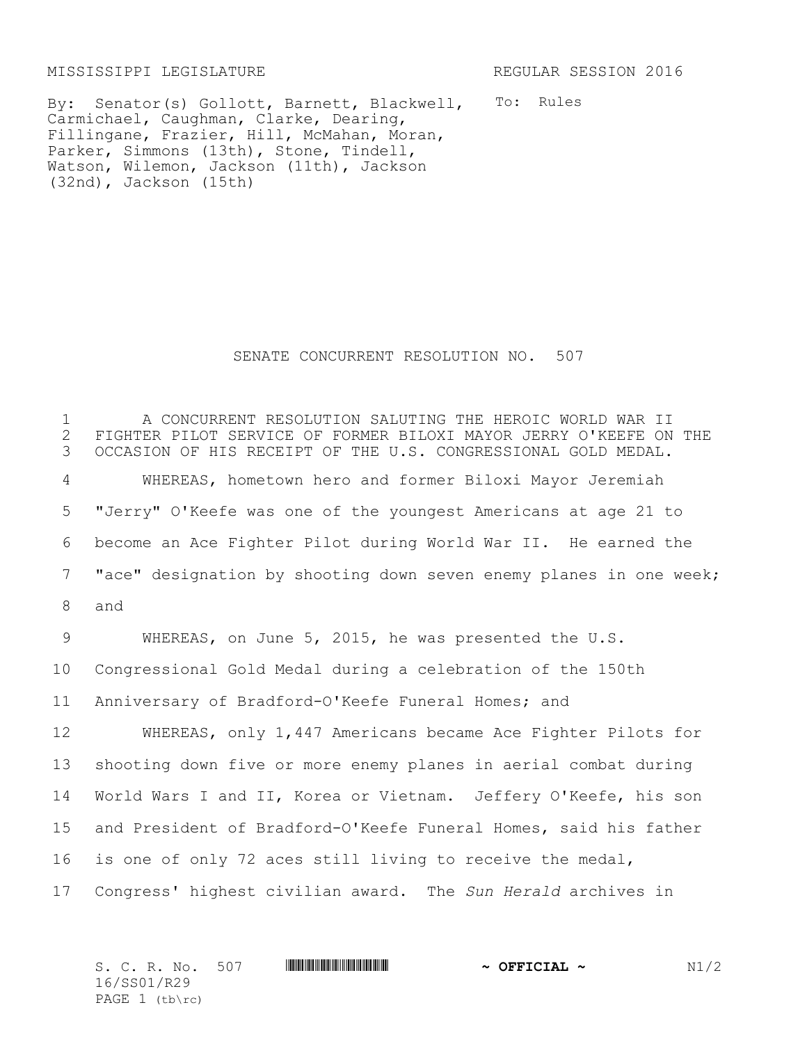MISSISSIPPI LEGISLATURE REGULAR SESSION 2016

By: Senator(s) Gollott, Barnett, Blackwell, Carmichael, Caughman, Clarke, Dearing, Fillingane, Frazier, Hill, McMahan, Moran, Parker, Simmons (13th), Stone, Tindell, Watson, Wilemon, Jackson (11th), Jackson (32nd), Jackson (15th)

To: Rules

# SENATE CONCURRENT RESOLUTION NO. 507

A CONCURRENT RESOLUTION SALUTING THE HEROIC WORLD WAR II FIGHTER PILOT SERVICE OF FORMER BILOXI MAYOR JERRY O'KEEFE ON THE OCCASION OF HIS RECEIPT OF THE U.S. CONGRESSIONAL GOLD MEDAL.

WHEREAS, hometown hero and former Biloxi Mayor Jeremiah "Jerry" O'Keefe was one of the youngest Americans at age 21 to become an Ace Fighter Pilot during World War II. He earned the "ace" designation by shooting down seven enemy planes in one week; and

WHEREAS, on June 5, 2015, he was presented the U.S. Congressional Gold Medal during a celebration of the 150th Anniversary of Bradford-O'Keefe Funeral Homes; and

WHEREAS, only 1,447 Americans became Ace Fighter Pilots for shooting down five or more enemy planes in aerial combat during World Wars I and II, Korea or Vietnam. Jeffery O'Keefe, his son and President of Bradford-O'Keefe Funeral Homes, said his father is one of only 72 aces still living to receive the medal, Congress' highest civilian award. The *Sun Herald* archives in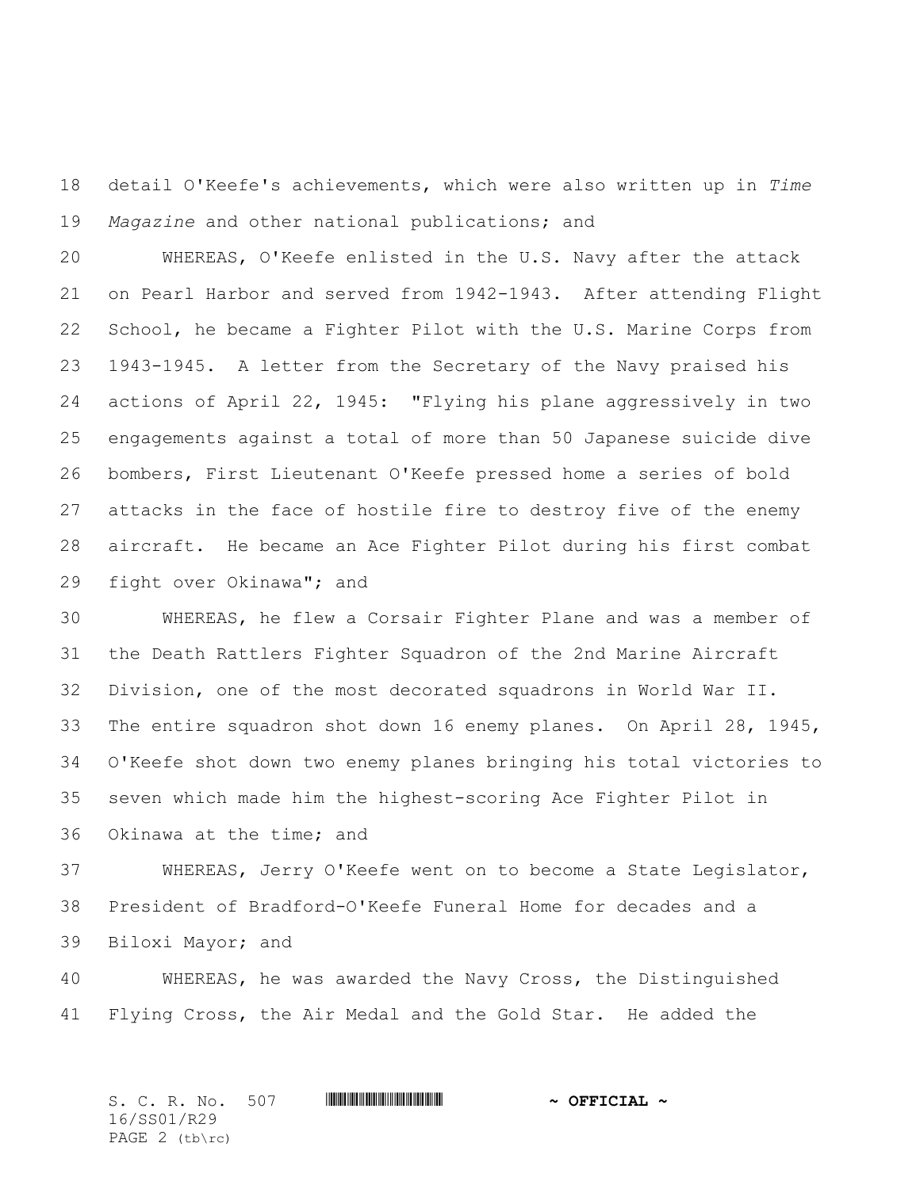detail O'Keefe's achievements, which were also written up in *Time Magazine* and other national publications; and

WHEREAS, O'Keefe enlisted in the U.S. Navy after the attack on Pearl Harbor and served from 1942-1943. After attending Flight School, he became a Fighter Pilot with the U.S. Marine Corps from 1943-1945. A letter from the Secretary of the Navy praised his actions of April 22, 1945: "Flying his plane aggressively in two engagements against a total of more than 50 Japanese suicide dive bombers, First Lieutenant O'Keefe pressed home a series of bold attacks in the face of hostile fire to destroy five of the enemy aircraft. He became an Ace Fighter Pilot during his first combat fight over Okinawa"; and

WHEREAS, he flew a Corsair Fighter Plane and was a member of the Death Rattlers Fighter Squadron of the 2nd Marine Aircraft Division, one of the most decorated squadrons in World War II. The entire squadron shot down 16 enemy planes. On April 28, 1945, O'Keefe shot down two enemy planes bringing his total victories to seven which made him the highest-scoring Ace Fighter Pilot in Okinawa at the time; and

WHEREAS, Jerry O'Keefe went on to become a State Legislator, President of Bradford-O'Keefe Funeral Home for decades and a Biloxi Mayor; and

WHEREAS, he was awarded the Navy Cross, the Distinguished Flying Cross, the Air Medal and the Gold Star. He added the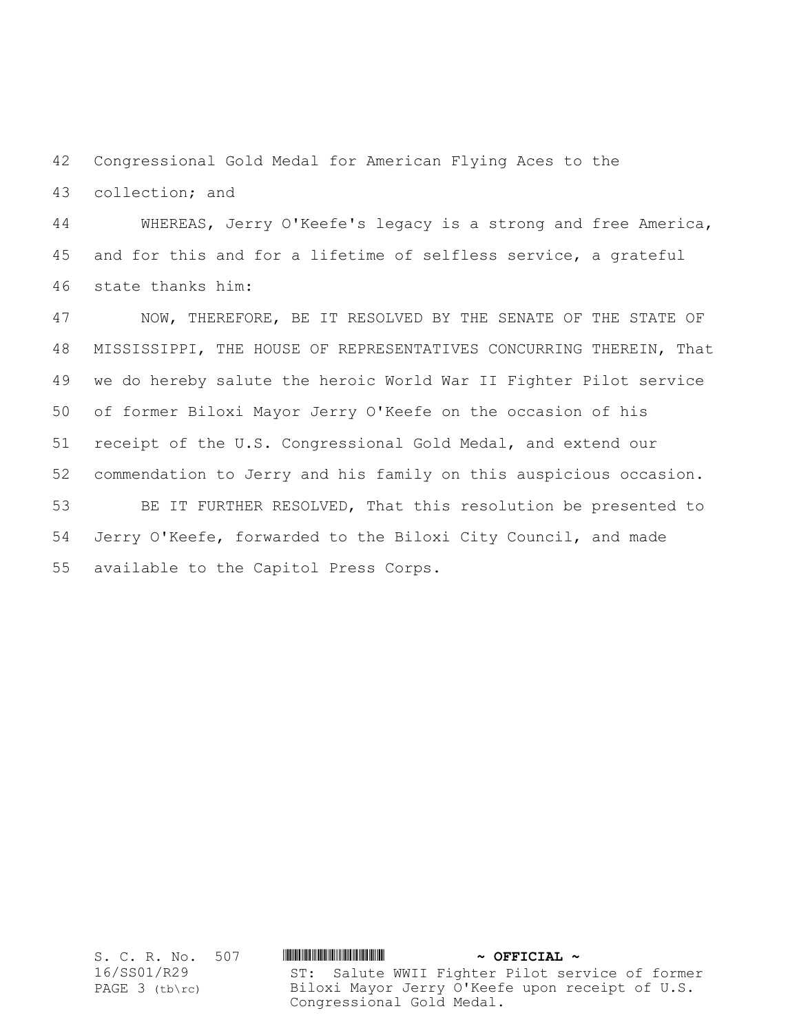Congressional Gold Medal for American Flying Aces to the collection; and

WHEREAS, Jerry O'Keefe's legacy is a strong and free America, and for this and for a lifetime of selfless service, a grateful state thanks him:

NOW, THEREFORE, BE IT RESOLVED BY THE SENATE OF THE STATE OF MISSISSIPPI, THE HOUSE OF REPRESENTATIVES CONCURRING THEREIN, That we do hereby salute the heroic World War II Fighter Pilot service of former Biloxi Mayor Jerry O'Keefe on the occasion of his receipt of the U.S. Congressional Gold Medal, and extend our commendation to Jerry and his family on this auspicious occasion.

BE IT FURTHER RESOLVED, That this resolution be presented to Jerry O'Keefe, forwarded to the Biloxi City Council, and made available to the Capitol Press Corps.